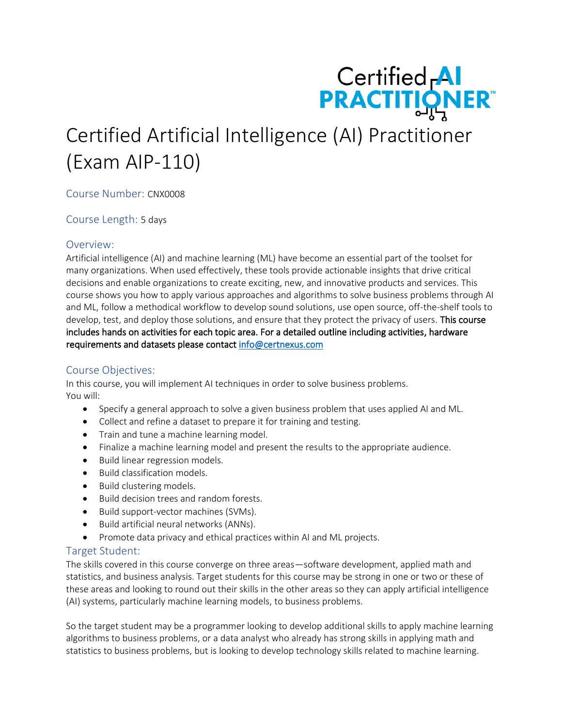Certified AI PRACTITIONER™

# Certified Artificial Intelligence (AI) Practitioner (Exam AIP-110)

**Course Number:** CNX0008

**Course Length:** 5 days

## Overview:

Artificial intelligence (AI) and machine learning (ML) have become an essential part of the toolset for many organizations. When used effectively, these tools provide actionable insights that drive critical decisions and enable organizations to create exciting, new, and innovative products and services. This course shows you how to apply various approaches and algorithms to solve business problems through AI and ML, follow a methodical workflow to develop sound solutions, use open source, off-the-shelf tools to develop, test, and deploy those solutions, and ensure that they protect the privacy of users. This course includes hands on activities for each topic area. For a detailed outline including activities, hardware requirements and datasets please contact info@certnexus.com

## Course Objectives:

In this course, you will implement AI techniques in order to solve business problems.
You will:

- Specify a general approach to solve a given business problem that uses applied AI and ML.
- Collect and refine a dataset to prepare it for training and testing.
- Train and tune a machine learning model.
- Finalize a machine learning model and present the results to the appropriate audience.
- Build linear regression models.
- Build classification models.
- Build clustering models.
- Build decision trees and random forests.
- Build support-vector machines (SVMs).
- Build artificial neural networks (ANNs).
- Promote data privacy and ethical practices within AI and ML projects.

## Target Student:

The skills covered in this course converge on three areas—software development, applied math and statistics, and business analysis. Target students for this course may be strong in one or two or these of these areas and looking to round out their skills in the other areas so they can apply artificial intelligence (AI) systems, particularly machine learning models, to business problems.

So the target student may be a programmer looking to develop additional skills to apply machine learning algorithms to business problems, or a data analyst who already has strong skills in applying math and statistics to business problems, but is looking to develop technology skills related to machine learning.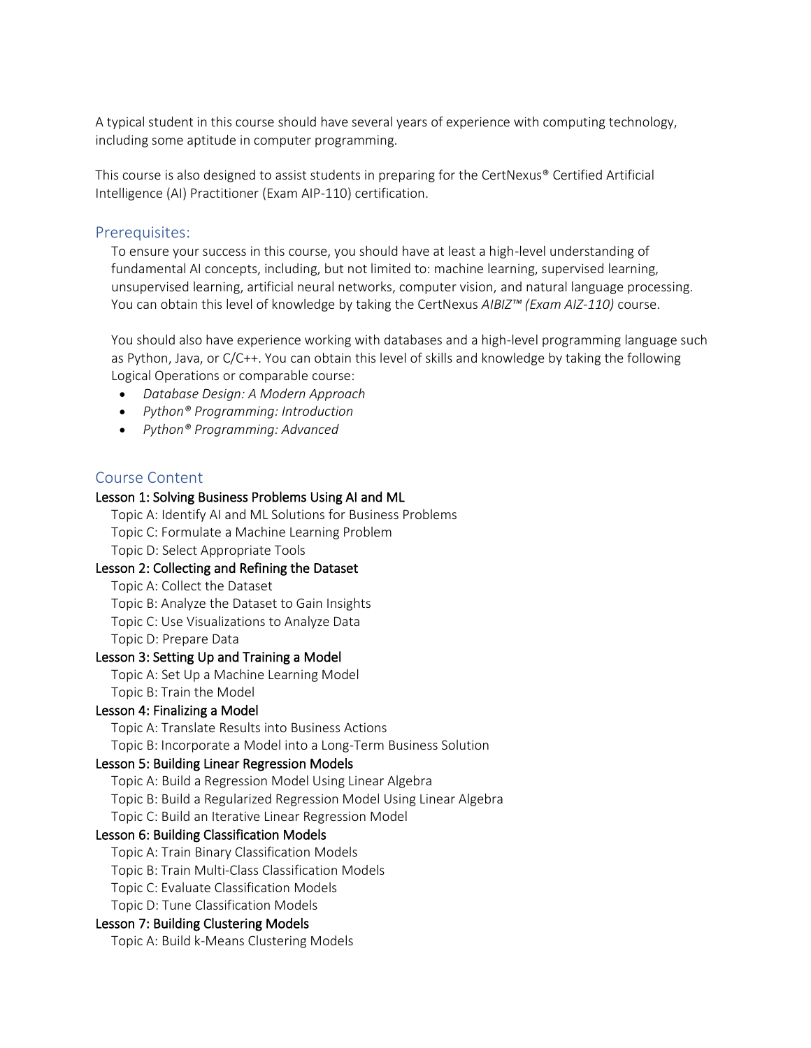A typical student in this course should have several years of experience with computing technology, including some aptitude in computer programming.

This course is also designed to assist students in preparing for the CertNexus® Certified Artificial Intelligence (AI) Practitioner (Exam AIP-110) certification.

## Prerequisites:

To ensure your success in this course, you should have at least a high-level understanding of fundamental AI concepts, including, but not limited to: machine learning, supervised learning, unsupervised learning, artificial neural networks, computer vision, and natural language processing. You can obtain this level of knowledge by taking the CertNexus *AIBIZ™ (Exam AIZ-110)* course.

You should also have experience working with databases and a high-level programming language such as Python, Java, or C/C++. You can obtain this level of skills and knowledge by taking the following Logical Operations or comparable course:

- *Database Design: A Modern Approach*
- *Python® Programming: Introduction*
- *Python® Programming: Advanced*

## Course Content

**Lesson 1: Solving Business Problems Using AI and ML**

Topic A: Identify AI and ML Solutions for Business Problems
Topic C: Formulate a Machine Learning Problem
Topic D: Select Appropriate Tools

**Lesson 2: Collecting and Refining the Dataset**

Topic A: Collect the Dataset
Topic B: Analyze the Dataset to Gain Insights
Topic C: Use Visualizations to Analyze Data
Topic D: Prepare Data

**Lesson 3: Setting Up and Training a Model**

Topic A: Set Up a Machine Learning Model
Topic B: Train the Model

**Lesson 4: Finalizing a Model**

Topic A: Translate Results into Business Actions
Topic B: Incorporate a Model into a Long-Term Business Solution

**Lesson 5: Building Linear Regression Models**

Topic A: Build a Regression Model Using Linear Algebra
Topic B: Build a Regularized Regression Model Using Linear Algebra
Topic C: Build an Iterative Linear Regression Model

**Lesson 6: Building Classification Models**

Topic A: Train Binary Classification Models
Topic B: Train Multi-Class Classification Models
Topic C: Evaluate Classification Models
Topic D: Tune Classification Models

**Lesson 7: Building Clustering Models**

Topic A: Build k-Means Clustering Models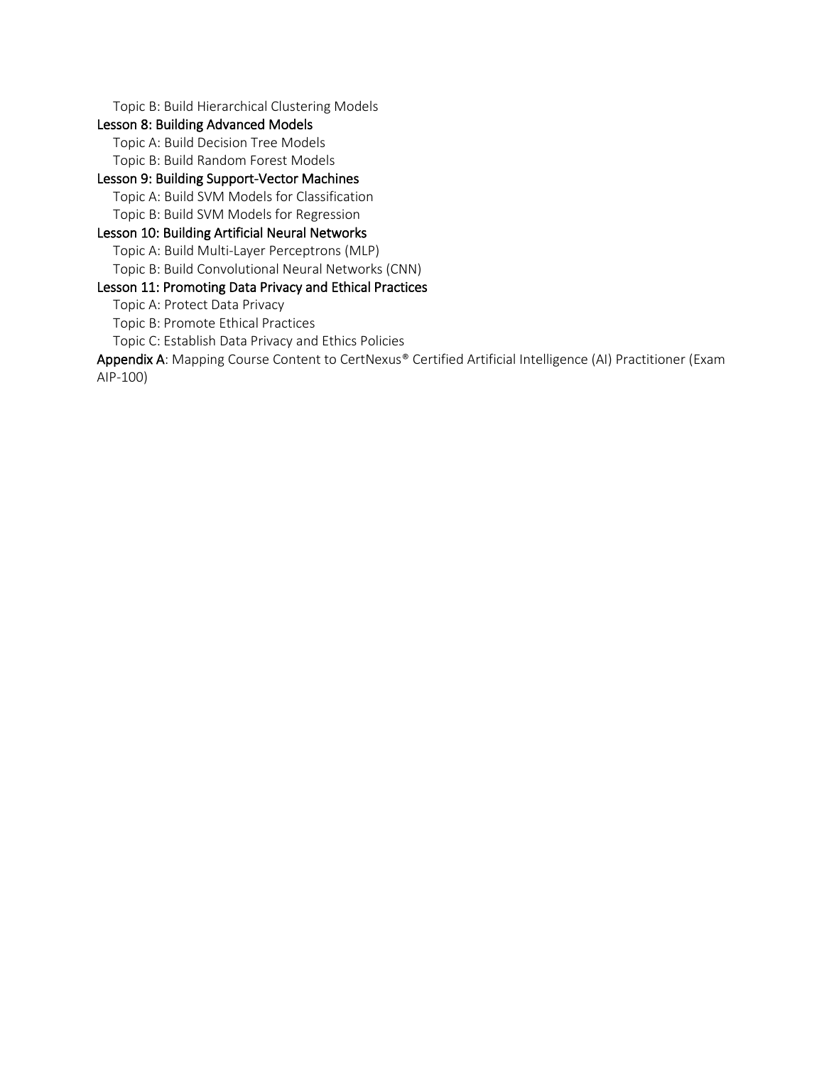Topic B: Build Hierarchical Clustering Models

**Lesson 8: Building Advanced Models**

  Topic A: Build Decision Tree Models

  Topic B: Build Random Forest Models

**Lesson 9: Building Support-Vector Machines**

  Topic A: Build SVM Models for Classification

  Topic B: Build SVM Models for Regression

**Lesson 10: Building Artificial Neural Networks**

  Topic A: Build Multi-Layer Perceptrons (MLP)

  Topic B: Build Convolutional Neural Networks (CNN)

**Lesson 11: Promoting Data Privacy and Ethical Practices**

  Topic A: Protect Data Privacy

  Topic B: Promote Ethical Practices

  Topic C: Establish Data Privacy and Ethics Policies

**Appendix A**: Mapping Course Content to CertNexus® Certified Artificial Intelligence (AI) Practitioner (Exam AIP-100)